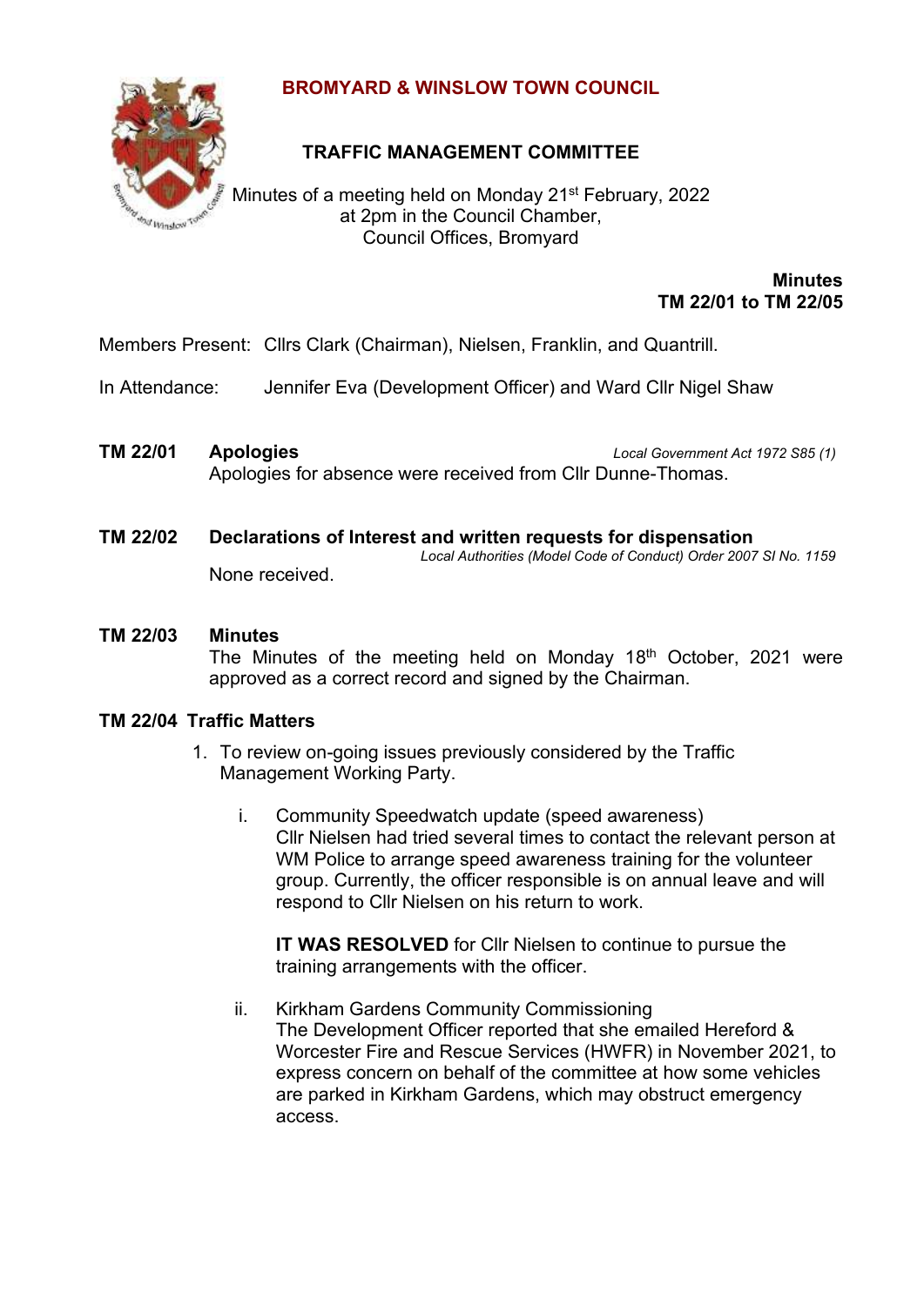# BROMYARD & WINSLOW TOWN COUNCIL

## TRAFFIC MANAGEMENT COMMITTEE

Minutes of a meeting held on Monday 21st February, 2022
at 2pm in the Council Chamber,
Council Offices, Bromyard

**Minutes**
**TM 22/01 to TM 22/05**

Members Present: Cllrs Clark (Chairman), Nielsen, Franklin, and Quantrill.

In Attendance: Jennifer Eva (Development Officer) and Ward Cllr Nigel Shaw

**TM 22/01 Apologies** *Local Government Act 1972 S85 (1)*

Apologies for absence were received from Cllr Dunne-Thomas.

**TM 22/02 Declarations of Interest and written requests for dispensation**

*Local Authorities (Model Code of Conduct) Order 2007 SI No. 1159*

None received.

**TM 22/03 Minutes**

The Minutes of the meeting held on Monday 18th October, 2021 were approved as a correct record and signed by the Chairman.

**TM 22/04 Traffic Matters**

1. To review on-going issues previously considered by the Traffic Management Working Party.

   i. Community Speedwatch update (speed awareness)
   Cllr Nielsen had tried several times to contact the relevant person at WM Police to arrange speed awareness training for the volunteer group. Currently, the officer responsible is on annual leave and will respond to Cllr Nielsen on his return to work.

   **IT WAS RESOLVED** for Cllr Nielsen to continue to pursue the training arrangements with the officer.

   ii. Kirkham Gardens Community Commissioning
   The Development Officer reported that she emailed Hereford & Worcester Fire and Rescue Services (HWFR) in November 2021, to express concern on behalf of the committee at how some vehicles are parked in Kirkham Gardens, which may obstruct emergency access.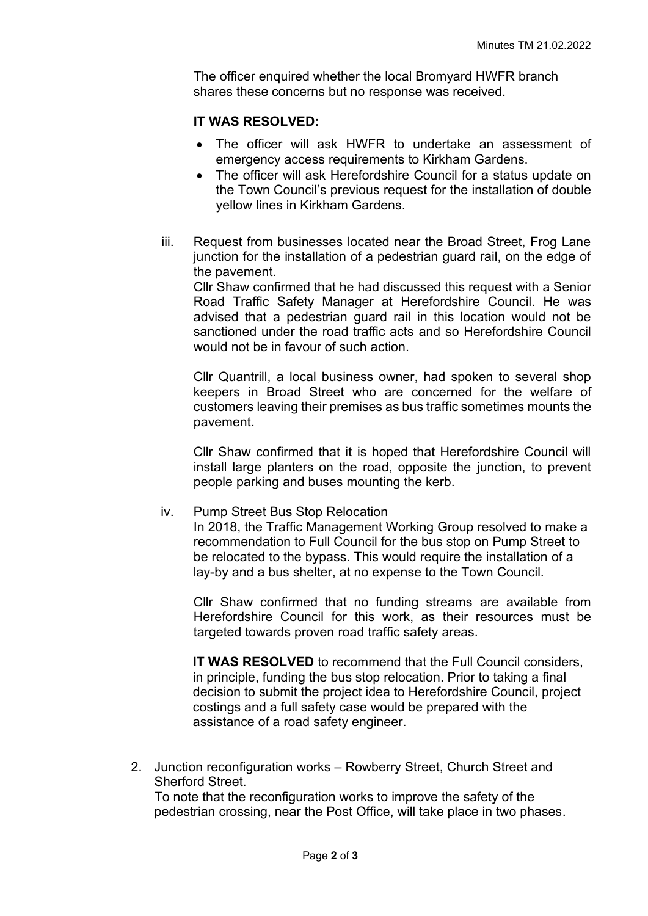The officer enquired whether the local Bromyard HWFR branch shares these concerns but no response was received.

**IT WAS RESOLVED:**

- The officer will ask HWFR to undertake an assessment of emergency access requirements to Kirkham Gardens.
- The officer will ask Herefordshire Council for a status update on the Town Council's previous request for the installation of double yellow lines in Kirkham Gardens.

iii. Request from businesses located near the Broad Street, Frog Lane junction for the installation of a pedestrian guard rail, on the edge of the pavement.
Cllr Shaw confirmed that he had discussed this request with a Senior Road Traffic Safety Manager at Herefordshire Council. He was advised that a pedestrian guard rail in this location would not be sanctioned under the road traffic acts and so Herefordshire Council would not be in favour of such action.

Cllr Quantrill, a local business owner, had spoken to several shop keepers in Broad Street who are concerned for the welfare of customers leaving their premises as bus traffic sometimes mounts the pavement.

Cllr Shaw confirmed that it is hoped that Herefordshire Council will install large planters on the road, opposite the junction, to prevent people parking and buses mounting the kerb.

iv. Pump Street Bus Stop Relocation
In 2018, the Traffic Management Working Group resolved to make a recommendation to Full Council for the bus stop on Pump Street to be relocated to the bypass. This would require the installation of a lay-by and a bus shelter, at no expense to the Town Council.

Cllr Shaw confirmed that no funding streams are available from Herefordshire Council for this work, as their resources must be targeted towards proven road traffic safety areas.

**IT WAS RESOLVED** to recommend that the Full Council considers, in principle, funding the bus stop relocation. Prior to taking a final decision to submit the project idea to Herefordshire Council, project costings and a full safety case would be prepared with the assistance of a road safety engineer.

2. Junction reconfiguration works – Rowberry Street, Church Street and Sherford Street.
To note that the reconfiguration works to improve the safety of the pedestrian crossing, near the Post Office, will take place in two phases.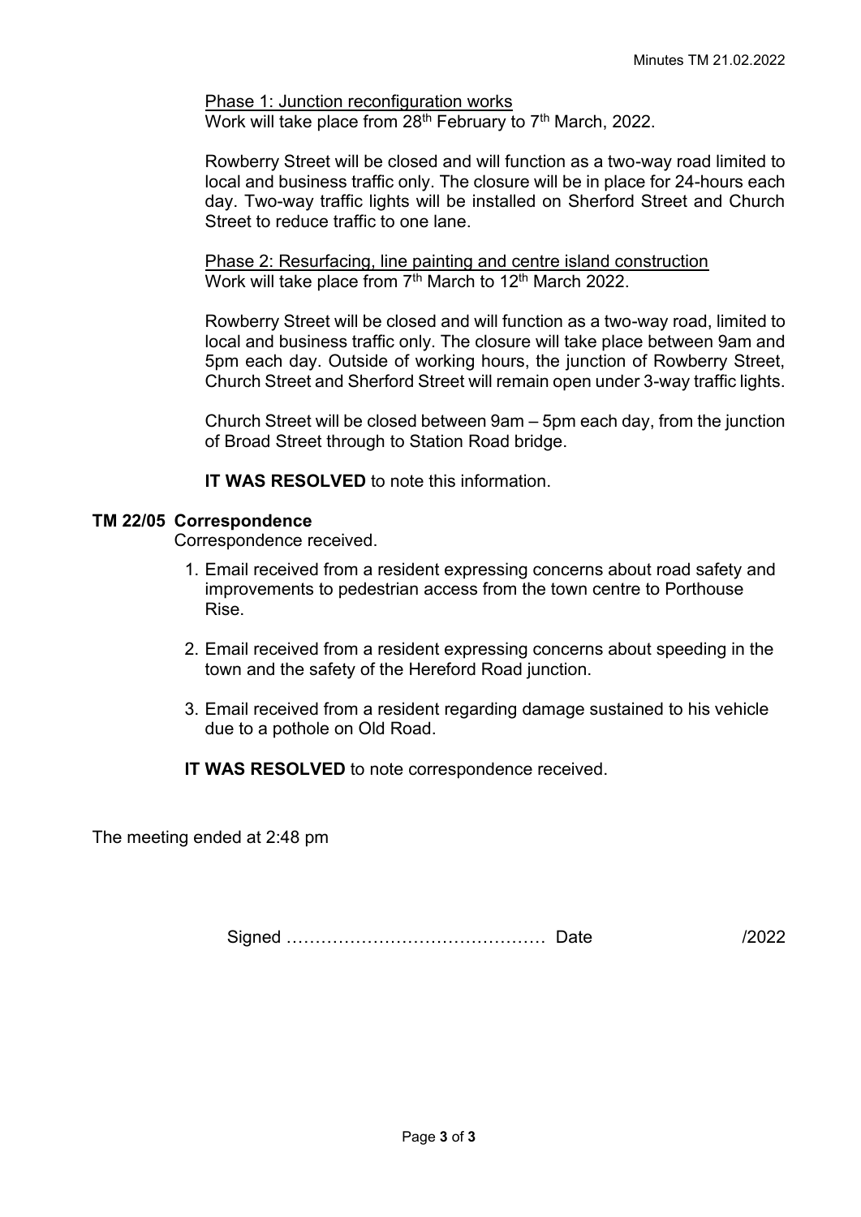Phase 1: Junction reconfiguration works

Work will take place from 28th February to 7th March, 2022.

Rowberry Street will be closed and will function as a two-way road limited to local and business traffic only. The closure will be in place for 24-hours each day. Two-way traffic lights will be installed on Sherford Street and Church Street to reduce traffic to one lane.

Phase 2: Resurfacing, line painting and centre island construction

Work will take place from 7th March to 12th March 2022.

Rowberry Street will be closed and will function as a two-way road, limited to local and business traffic only. The closure will take place between 9am and 5pm each day. Outside of working hours, the junction of Rowberry Street, Church Street and Sherford Street will remain open under 3-way traffic lights.

Church Street will be closed between 9am – 5pm each day, from the junction of Broad Street through to Station Road bridge.

**IT WAS RESOLVED** to note this information.

**TM 22/05 Correspondence**

Correspondence received.

1. Email received from a resident expressing concerns about road safety and improvements to pedestrian access from the town centre to Porthouse Rise.
2. Email received from a resident expressing concerns about speeding in the town and the safety of the Hereford Road junction.
3. Email received from a resident regarding damage sustained to his vehicle due to a pothole on Old Road.

**IT WAS RESOLVED** to note correspondence received.

The meeting ended at 2:48 pm

Signed ……………………………………… Date /2022